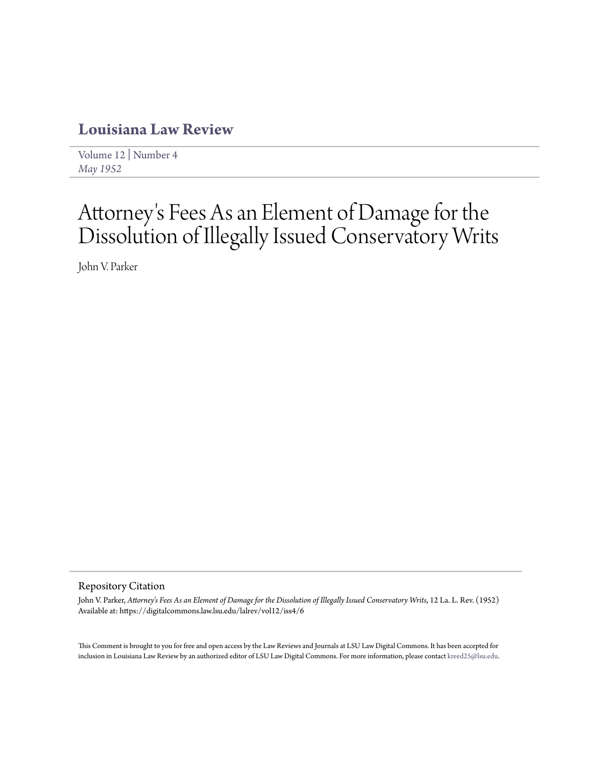# Louisiana Law Review

Volume 12 | Number 4
*May 1952*

# Attorney's Fees As an Element of Damage for the Dissolution of Illegally Issued Conservatory Writs

John V. Parker

## Repository Citation

John V. Parker, *Attorney's Fees As an Element of Damage for the Dissolution of Illegally Issued Conservatory Writs*, 12 La. L. Rev. (1952)
Available at: https://digitalcommons.law.lsu.edu/lalrev/vol12/iss4/6

This Comment is brought to you for free and open access by the Law Reviews and Journals at LSU Law Digital Commons. It has been accepted for inclusion in Louisiana Law Review by an authorized editor of LSU Law Digital Commons. For more information, please contact kreed25@lsu.edu.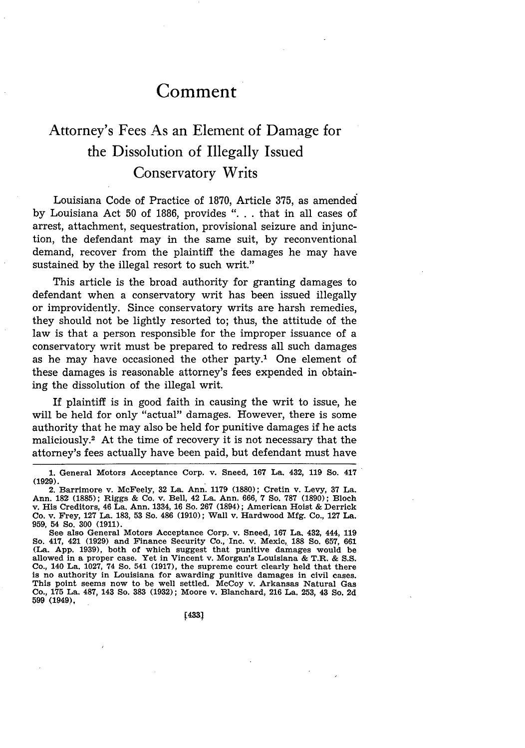# Comment

## Attorney's Fees As an Element of Damage for the Dissolution of Illegally Issued Conservatory Writs

Louisiana Code of Practice of 1870, Article 375, as amended by Louisiana Act 50 of 1886, provides ". . . that in all cases of arrest, attachment, sequestration, provisional seizure and injunction, the defendant may in the same suit, by reconventional demand, recover from the plaintiff the damages he may have sustained by the illegal resort to such writ."

This article is the broad authority for granting damages to defendant when a conservatory writ has been issued illegally or improvidently. Since conservatory writs are harsh remedies, they should not be lightly resorted to; thus, the attitude of the law is that a person responsible for the improper issuance of a conservatory writ must be prepared to redress all such damages as he may have occasioned the other party.[1] One element of these damages is reasonable attorney's fees expended in obtaining the dissolution of the illegal writ.

If plaintiff is in good faith in causing the writ to issue, he will be held for only "actual" damages. However, there is some authority that he may also be held for punitive damages if he acts maliciously.[2] At the time of recovery it is not necessary that the attorney's fees actually have been paid, but defendant must have

---

1. General Motors Acceptance Corp. v. Sneed, 167 La. 432, 119 So. 417 (1929).

2. Barrimore v. McFeely, 32 La. Ann. 1179 (1880); Cretin v. Levy, 37 La. Ann. 182 (1885); Riggs & Co. v. Bell, 42 La. Ann. 666, 7 So. 787 (1890); Bloch v. His Creditors, 46 La. Ann. 1334, 16 So. 267 (1894); American Hoist & Derrick Co. v. Frey, 127 La. 183, 53 So. 486 (1910); Wall v. Hardwood Mfg. Co., 127 La. 959, 54 So. 300 (1911).

See also General Motors Acceptance Corp. v. Sneed, 167 La. 432, 444, 119 So. 417, 421 (1929) and Finance Security Co., Inc. v. Mexic, 188 So. 657, 661 (La. App. 1939), both of which suggest that punitive damages would be allowed in a proper case. Yet in Vincent v. Morgan's Louisiana & T.R. & S.S. Co., 140 La. 1027, 74 So. 541 (1917), the supreme court clearly held that there is no authority in Louisiana for awarding punitive damages in civil cases. This point seems now to be well settled. McCoy v. Arkansas Natural Gas Co., 175 La. 487, 143 So. 383 (1932); Moore v. Blanchard, 216 La. 253, 43 So. 2d 599 (1949).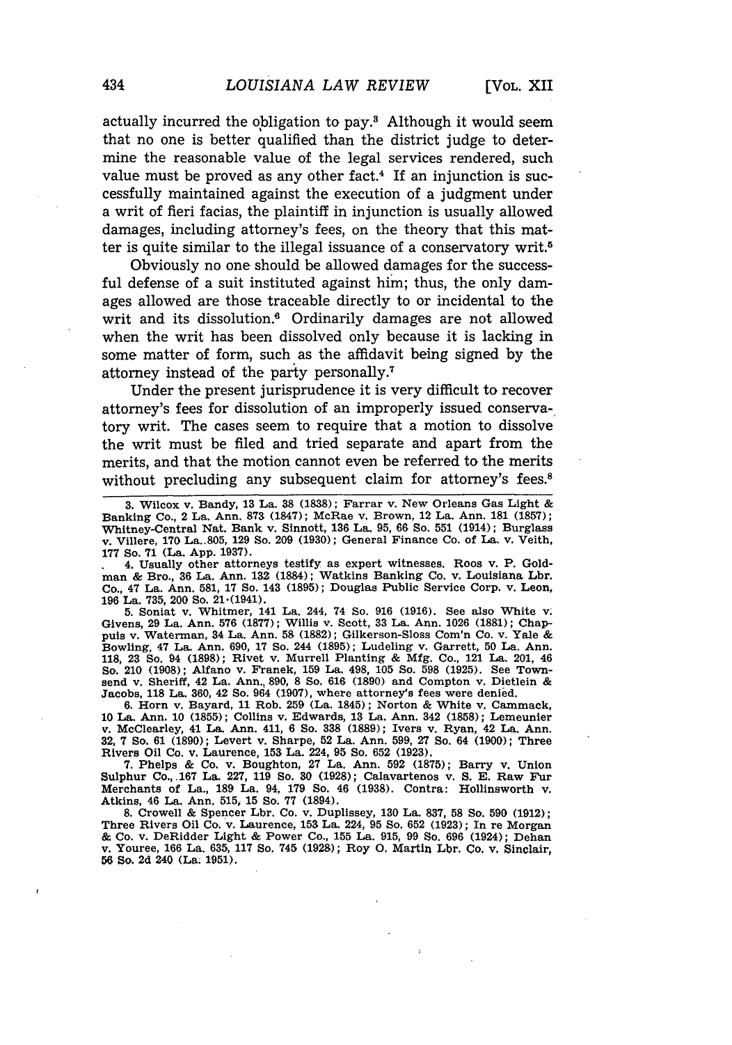actually incurred the obligation to pay.[3] Although it would seem that no one is better qualified than the district judge to determine the reasonable value of the legal services rendered, such value must be proved as any other fact.[4] If an injunction is successfully maintained against the execution of a judgment under a writ of fieri facias, the plaintiff in injunction is usually allowed damages, including attorney's fees, on the theory that this matter is quite similar to the illegal issuance of a conservatory writ.[5]

Obviously no one should be allowed damages for the successful defense of a suit instituted against him; thus, the only damages allowed are those traceable directly to or incidental to the writ and its dissolution.[6] Ordinarily damages are not allowed when the writ has been dissolved only because it is lacking in some matter of form, such as the affidavit being signed by the attorney instead of the party personally.[7]

Under the present jurisprudence it is very difficult to recover attorney's fees for dissolution of an improperly issued conservatory writ. The cases seem to require that a motion to dissolve the writ must be filed and tried separate and apart from the merits, and that the motion cannot even be referred to the merits without precluding any subsequent claim for attorney's fees.[8]

---

3. Wilcox v. Bandy, 13 La. 38 (1838); Farrar v. New Orleans Gas Light & Banking Co., 2 La. Ann. 873 (1847); McRae v. Brown, 12 La. Ann. 181 (1857); Whitney-Central Nat. Bank v. Sinnott, 136 La. 95, 66 So. 551 (1914); Burglass v. Villere, 170 La. 805, 129 So. 209 (1930); General Finance Co. of La. v. Veith, 177 So. 71 (La. App. 1937).

4. Usually other attorneys testify as expert witnesses. Roos v. P. Goldman & Bro., 36 La. Ann. 132 (1884); Watkins Banking Co. v. Louisiana Lbr. Co., 47 La. Ann. 581, 17 So. 143 (1895); Douglas Public Service Corp. v. Leon, 196 La. 735, 200 So. 21 (1941).

5. Soniat v. Whitmer, 141 La. 244, 74 So. 916 (1916). See also White v. Givens, 29 La. Ann. 576 (1877); Willis v. Scott, 33 La. Ann. 1026 (1881); Chappuis v. Waterman, 34 La. Ann. 58 (1882); Gilkerson-Sloss Com'n Co. v. Yale & Bowling, 47 La. Ann. 690, 17 So. 244 (1895); Ludeling v. Garrett, 50 La. Ann. 118, 23 So. 94 (1898); Rivet v. Murrell Planting & Mfg. Co., 121 La. 201, 46 So. 210 (1908); Alfano v. Franek, 159 La. 498, 105 So. 598 (1925). See Townsend v. Sheriff, 42 La. Ann. 890, 8 So. 616 (1890) and Compton v. Dietlein & Jacobs, 118 La. 360, 42 So. 964 (1907), where attorney's fees were denied.

6. Horn v. Bayard, 11 Rob. 259 (La. 1845); Norton & White v. Cammack, 10 La. Ann. 10 (1855); Collins v. Edwards, 13 La. Ann. 342 (1858); Lemeunier v. McClearley, 41 La. Ann. 411, 6 So. 338 (1889); Ivers v. Ryan, 42 La. Ann. 32, 7 So. 61 (1890); Levert v. Sharpe, 52 La. Ann. 599, 27 So. 64 (1900); Three Rivers Oil Co. v. Laurence, 153 La. 224, 95 So. 652 (1923).

7. Phelps & Co. v. Boughton, 27 La. Ann. 592 (1875); Barry v. Union Sulphur Co., 167 La. 227, 119 So. 30 (1928); Calavartenos v. S. E. Raw Fur Merchants of La., 189 La. 94, 179 So. 46 (1938). Contra: Hollinsworth v. Atkins, 46 La. Ann. 515, 15 So. 77 (1894).

8. Crowell & Spencer Lbr. Co. v. Duplissey, 130 La. 837, 58 So. 590 (1912); Three Rivers Oil Co. v. Laurence, 153 La. 224, 95 So. 652 (1923); In re Morgan & Co. v. DeRidder Light & Power Co., 155 La. 915, 99 So. 696 (1924); Dehan v. Youree, 166 La. 635, 117 So. 745 (1928); Roy O. Martin Lbr. Co. v. Sinclair, 56 So. 2d 240 (La. 1951).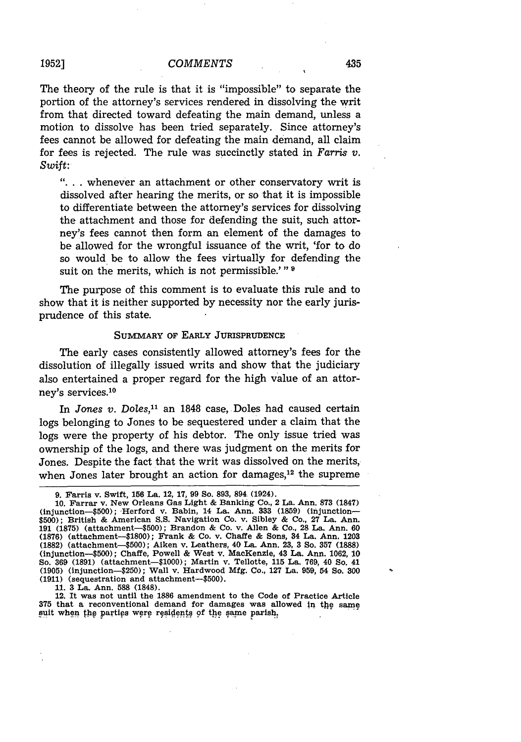The theory of the rule is that it is "impossible" to separate the portion of the attorney's services rendered in dissolving the writ from that directed toward defeating the main demand, unless a motion to dissolve has been tried separately. Since attorney's fees cannot be allowed for defeating the main demand, all claim for fees is rejected. The rule was succinctly stated in *Farris v. Swift:*

> ". . . whenever an attachment or other conservatory writ is dissolved after hearing the merits, or so that it is impossible to differentiate between the attorney's services for dissolving the attachment and those for defending the suit, such attorney's fees cannot then form an element of the damages to be allowed for the wrongful issuance of the writ, 'for to do so would be to allow the fees virtually for defending the suit on the merits, which is not permissible.' "[9]

The purpose of this comment is to evaluate this rule and to show that it is neither supported by necessity nor the early jurisprudence of this state.

### SUMMARY OF EARLY JURISPRUDENCE

The early cases consistently allowed attorney's fees for the dissolution of illegally issued writs and show that the judiciary also entertained a proper regard for the high value of an attorney's services.[10]

In *Jones v. Doles,*[11] an 1848 case, Doles had caused certain logs belonging to Jones to be sequestered under a claim that the logs were the property of his debtor. The only issue tried was ownership of the logs, and there was judgment on the merits for Jones. Despite the fact that the writ was dissolved on the merits, when Jones later brought an action for damages,[12] the supreme

---

9. Farris v. Swift, 156 La. 12, 17, 99 So. 893, 894 (1924).

10. Farrar v. New Orleans Gas Light & Banking Co., 2 La. Ann. 873 (1847) (injunction—$500); Herford v. Babin, 14 La. Ann. 333 (1859) (injunction—$500); British & American S.S. Navigation Co. v. Sibley & Co., 27 La. Ann. 191 (1875) (attachment—$500); Brandon & Co. v. Allen & Co., 28 La. Ann. 60 (1876) (attachment—$1800); Frank & Co. v. Chaffe & Sons, 34 La. Ann. 1203 (1882) (attachment—$500); Aiken v. Leathers, 40 La. Ann. 23, 3 So. 357 (1888) (injunction—$500); Chaffe, Powell & West v. MacKenzie, 43 La. Ann. 1062, 10 So. 369 (1891) (attachment—$1000); Martin v. Tellotte, 115 La. 769, 40 So. 41 (1905) (injunction—$250); Wall v. Hardwood Mfg. Co., 127 La. 959, 54 So. 300 (1911) (sequestration and attachment—$500).

11. 3 La. Ann. 588 (1848).

12. It was not until the 1886 amendment to the Code of Practice Article 375 that a reconventional demand for damages was allowed in the same suit when the parties were residents of the same parish.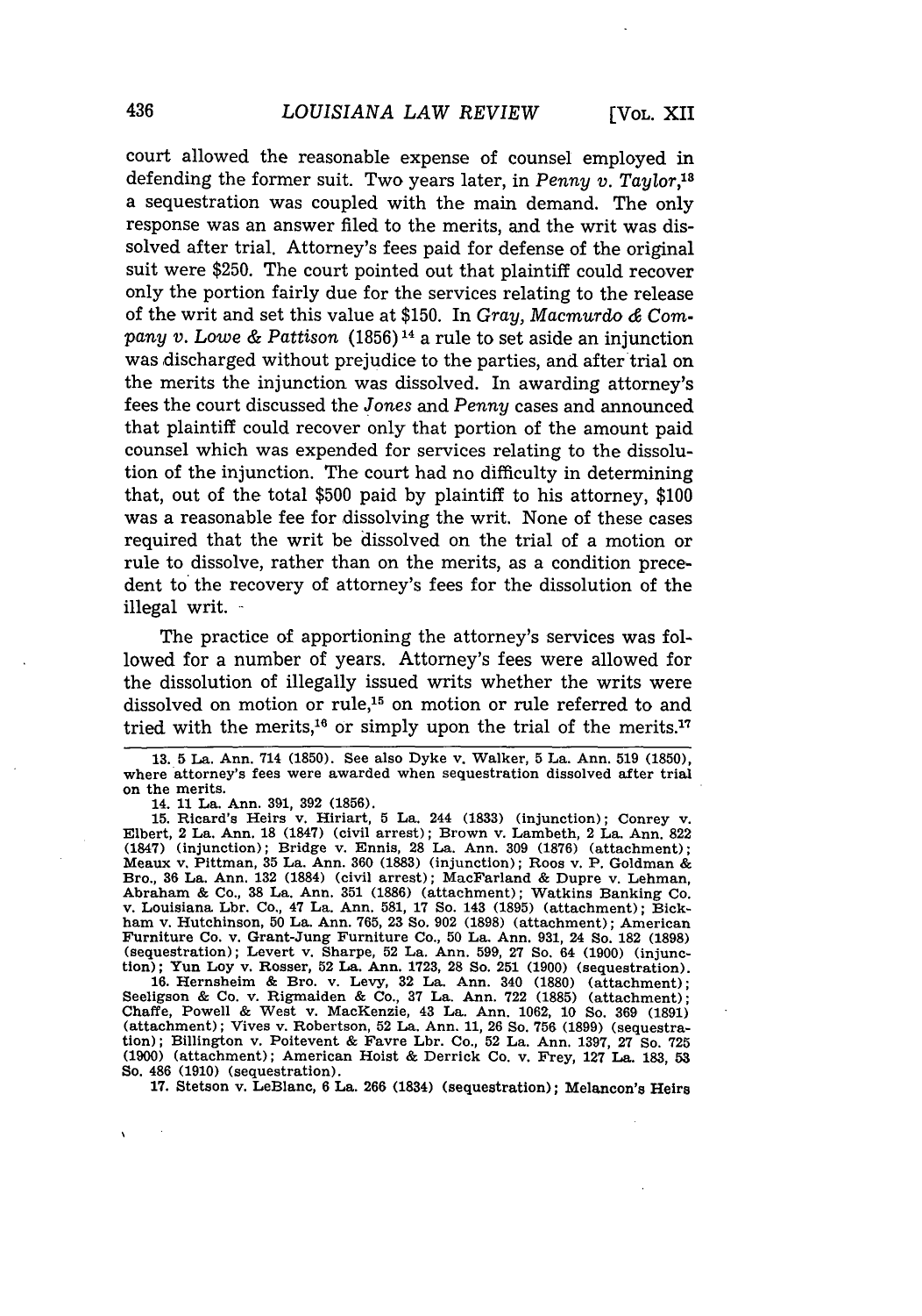court allowed the reasonable expense of counsel employed in defending the former suit. Two years later, in *Penny v. Taylor*,[13] a sequestration was coupled with the main demand. The only response was an answer filed to the merits, and the writ was dissolved after trial. Attorney's fees paid for defense of the original suit were $250. The court pointed out that plaintiff could recover only the portion fairly due for the services relating to the release of the writ and set this value at $150. In *Gray, Macmurdo & Company v. Lowe & Pattison* (1856)[14] a rule to set aside an injunction was discharged without prejudice to the parties, and after trial on the merits the injunction was dissolved. In awarding attorney's fees the court discussed the *Jones* and *Penny* cases and announced that plaintiff could recover only that portion of the amount paid counsel which was expended for services relating to the dissolution of the injunction. The court had no difficulty in determining that, out of the total $500 paid by plaintiff to his attorney, $100 was a reasonable fee for dissolving the writ. None of these cases required that the writ be dissolved on the trial of a motion or rule to dissolve, rather than on the merits, as a condition precedent to the recovery of attorney's fees for the dissolution of the illegal writ.

The practice of apportioning the attorney's services was followed for a number of years. Attorney's fees were allowed for the dissolution of illegally issued writs whether the writs were dissolved on motion or rule,[15] on motion or rule referred to and tried with the merits,[16] or simply upon the trial of the merits.[17]

---

13. 5 La. Ann. 714 (1850). See also Dyke v. Walker, 5 La. Ann. 519 (1850), where attorney's fees were awarded when sequestration dissolved after trial on the merits.

14. 11 La. Ann. 391, 392 (1856).

15. Ricard's Heirs v. Hiriart, 5 La. 244 (1833) (injunction); Conrey v. Elbert, 2 La. Ann. 18 (1847) (civil arrest); Brown v. Lambeth, 2 La. Ann. 822 (1847) (injunction); Bridge v. Ennis, 28 La. Ann. 309 (1876) (attachment); Meaux v. Pittman, 35 La. Ann. 360 (1883) (injunction); Roos v. P. Goldman & Bro., 36 La. Ann. 132 (1884) (civil arrest); MacFarland & Dupre v. Lehman, Abraham & Co., 38 La. Ann. 351 (1886) (attachment); Watkins Banking Co. v. Louisiana Lbr. Co., 47 La. Ann. 581, 17 So. 143 (1895) (attachment); Bickham v. Hutchinson, 50 La. Ann. 765, 23 So. 902 (1898) (attachment); American Furniture Co. v. Grant-Jung Furniture Co., 50 La. Ann. 931, 24 So. 182 (1898) (sequestration); Levert v. Sharpe, 52 La. Ann. 599, 27 So. 64 (1900) (injunction); Yun Loy v. Rosser, 52 La. Ann. 1723, 28 So. 251 (1900) (sequestration).

16. Hernsheim & Bro. v. Levy, 32 La. Ann. 340 (1880) (attachment); Seeligson & Co. v. Rigmaiden & Co., 37 La. Ann. 722 (1885) (attachment); Chaffe, Powell & West v. MacKenzie, 43 La. Ann. 1062, 10 So. 369 (1891) (attachment); Vives v. Robertson, 52 La. Ann. 11, 26 So. 756 (1899) (sequestration); Billington v. Poitevent & Favre Lbr. Co., 52 La. Ann. 1397, 27 So. 725 (1900) (attachment); American Hoist & Derrick Co. v. Frey, 127 La. 183, 53 So. 486 (1910) (sequestration).

17. Stetson v. LeBlanc, 6 La. 266 (1834) (sequestration); Melancon's Heirs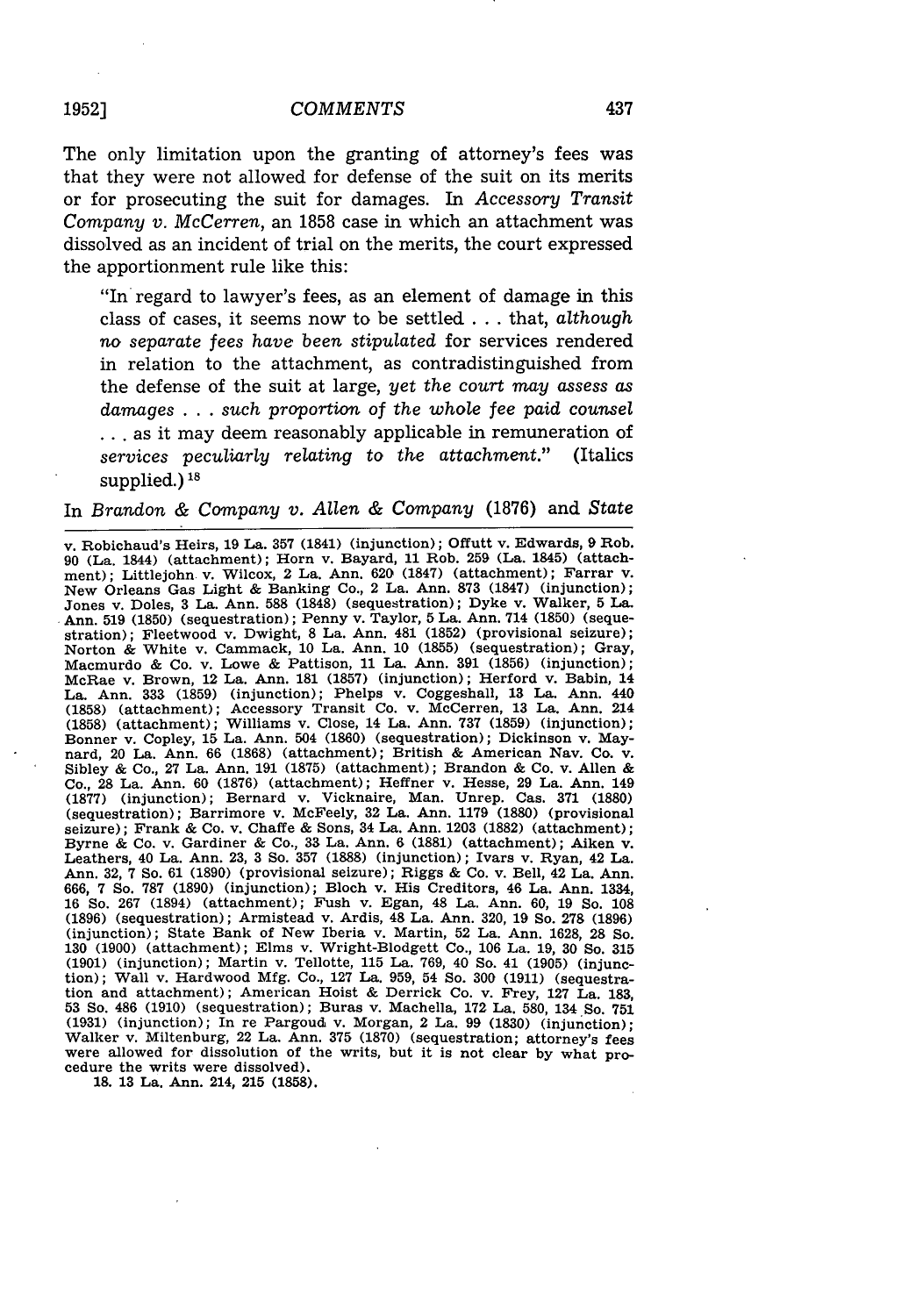The only limitation upon the granting of attorney's fees was that they were not allowed for defense of the suit on its merits or for prosecuting the suit for damages. In *Accessory Transit Company v. McCerren*, an 1858 case in which an attachment was dissolved as an incident of trial on the merits, the court expressed the apportionment rule like this:

> "In regard to lawyer's fees, as an element of damage in this class of cases, it seems now to be settled . . . that, *although no separate fees have been stipulated* for services rendered in relation to the attachment, as contradistinguished from the defense of the suit at large, *yet the court may assess as damages . . . such proportion of the whole fee paid counsel* . . . as it may deem reasonably applicable in remuneration of *services peculiarly relating to the attachment*." (Italics supplied.)[18]

In *Brandon & Company v. Allen & Company* (1876) and *State*

---

v. Robichaud's Heirs, 19 La. 357 (1841) (injunction); Offutt v. Edwards, 9 Rob. 90 (La. 1844) (attachment); Horn v. Bayard, 11 Rob. 259 (La. 1845) (attachment); Littlejohn v. Wilcox, 2 La. Ann. 620 (1847) (attachment); Farrar v. New Orleans Gas Light & Banking Co., 2 La. Ann. 873 (1847) (injunction); Jones v. Doles, 3 La. Ann. 588 (1848) (sequestration); Dyke v. Walker, 5 La. Ann. 519 (1850) (sequestration); Penny v. Taylor, 5 La. Ann. 714 (1850) (sequestration); Fleetwood v. Dwight, 8 La. Ann. 481 (1852) (provisional seizure); Norton & White v. Cammack, 10 La. Ann. 10 (1855) (sequestration); Gray, Macmurdo & Co. v. Lowe & Pattison, 11 La. Ann. 391 (1856) (injunction); McRae v. Brown, 12 La. Ann. 181 (1857) (injunction); Herford v. Babin, 14 La. Ann. 333 (1859) (injunction); Phelps v. Coggeshall, 13 La. Ann. 440 (1858) (attachment); Accessory Transit Co. v. McCerren, 13 La. Ann. 214 (1858) (attachment); Williams v. Close, 14 La. Ann. 737 (1859) (injunction); Bonner v. Copley, 15 La. Ann. 504 (1860) (sequestration); Dickinson v. Maynard, 20 La. Ann. 66 (1868) (attachment); British & American Nav. Co. v. Sibley & Co., 27 La. Ann. 191 (1875) (attachment); Brandon & Co. v. Allen & Co., 28 La. Ann. 60 (1876) (attachment); Heffner v. Hesse, 29 La. Ann. 149 (1877) (injunction); Bernard v. Vicknaire, Man. Unrep. Cas. 371 (1880) (sequestration); Barrimore v. McFeely, 32 La. Ann. 1179 (1880) (provisional seizure); Frank & Co. v. Chaffe & Sons, 34 La. Ann. 1203 (1882) (attachment); Byrne & Co. v. Gardiner & Co., 33 La. Ann. 6 (1881) (attachment); Aiken v. Leathers, 40 La. Ann. 23, 3 So. 357 (1888) (injunction); Ivars v. Ryan, 42 La. Ann. 32, 7 So. 61 (1890) (provisional seizure); Riggs & Co. v. Bell, 42 La. Ann. 666, 7 So. 787 (1890) (injunction); Bloch v. His Creditors, 46 La. Ann. 1334, 16 So. 267 (1894) (attachment); Fush v. Egan, 48 La. Ann. 60, 19 So. 108 (1896) (sequestration); Armistead v. Ardis, 48 La. Ann. 320, 19 So. 278 (1896) (injunction); State Bank of New Iberia v. Martin, 52 La. Ann. 1628, 28 So. 130 (1900) (attachment); Elms v. Wright-Blodgett Co., 106 La. 19, 30 So. 315 (1901) (injunction); Martin v. Tellotte, 115 La. 769, 40 So. 41 (1905) (injunction); Wall v. Hardwood Mfg. Co., 127 La. 959, 54 So. 300 (1911) (sequestration and attachment); American Hoist & Derrick Co. v. Frey, 127 La. 183, 53 So. 486 (1910) (sequestration); Buras v. Machella, 172 La. 580, 134 So. 751 (1931) (injunction); In re Pargoud v. Morgan, 2 La. 99 (1830) (injunction); Walker v. Miltenburg, 22 La. Ann. 375 (1870) (sequestration; attorney's fees were allowed for dissolution of the writs, but it is not clear by what procedure the writs were dissolved).

18. 13 La. Ann. 214, 215 (1858).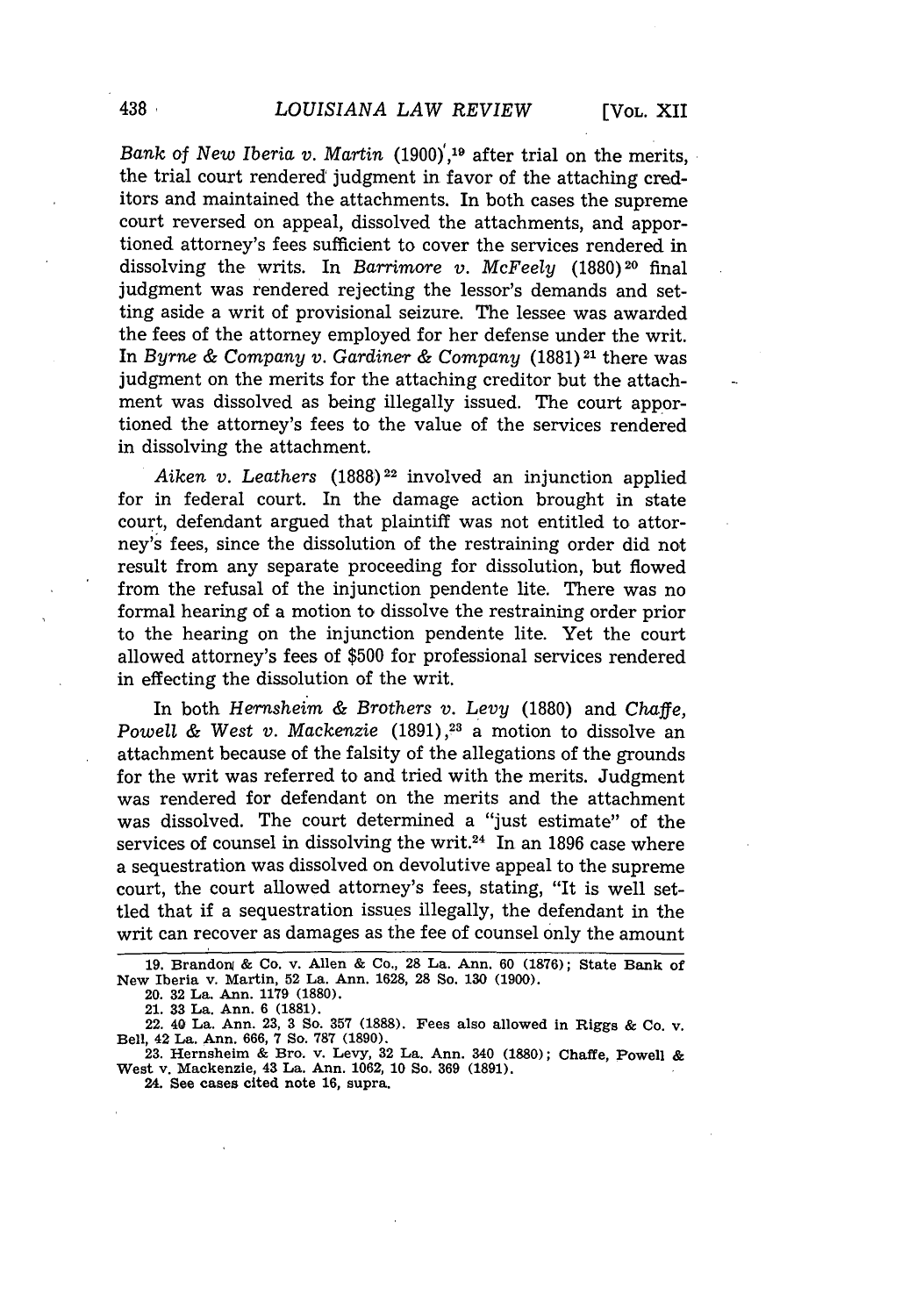*Bank of New Iberia v. Martin* (1900),[19] after trial on the merits, the trial court rendered judgment in favor of the attaching creditors and maintained the attachments. In both cases the supreme court reversed on appeal, dissolved the attachments, and apportioned attorney's fees sufficient to cover the services rendered in dissolving the writs. In *Barrimore v. McFeely* (1880)[20] final judgment was rendered rejecting the lessor's demands and setting aside a writ of provisional seizure. The lessee was awarded the fees of the attorney employed for her defense under the writ. In *Byrne & Company v. Gardiner & Company* (1881)[21] there was judgment on the merits for the attaching creditor but the attachment was dissolved as being illegally issued. The court apportioned the attorney's fees to the value of the services rendered in dissolving the attachment.

*Aiken v. Leathers* (1888)[22] involved an injunction applied for in federal court. In the damage action brought in state court, defendant argued that plaintiff was not entitled to attorney's fees, since the dissolution of the restraining order did not result from any separate proceeding for dissolution, but flowed from the refusal of the injunction pendente lite. There was no formal hearing of a motion to dissolve the restraining order prior to the hearing on the injunction pendente lite. Yet the court allowed attorney's fees of $500 for professional services rendered in effecting the dissolution of the writ.

In both *Hernsheim & Brothers v. Levy* (1880) and *Chaffe, Powell & West v. Mackenzie* (1891),[23] a motion to dissolve an attachment because of the falsity of the allegations of the grounds for the writ was referred to and tried with the merits. Judgment was rendered for defendant on the merits and the attachment was dissolved. The court determined a "just estimate" of the services of counsel in dissolving the writ.[24] In an 1896 case where a sequestration was dissolved on devolutive appeal to the supreme court, the court allowed attorney's fees, stating, "It is well settled that if a sequestration issues illegally, the defendant in the writ can recover as damages as the fee of counsel only the amount

---

19. Brandon & Co. v. Allen & Co., 28 La. Ann. 60 (1876); State Bank of New Iberia v. Martin, 52 La. Ann. 1628, 28 So. 130 (1900).

20. 32 La. Ann. 1179 (1880).

21. 33 La. Ann. 6 (1881).

22. 40 La. Ann. 23, 3 So. 357 (1888). Fees also allowed in Riggs & Co. v. Bell, 42 La. Ann. 666, 7 So. 787 (1890).

23. Hernsheim & Bro. v. Levy, 32 La. Ann. 340 (1880); Chaffe, Powell & West v. Mackenzie, 43 La. Ann. 1062, 10 So. 369 (1891).

24. See cases cited note 16, supra.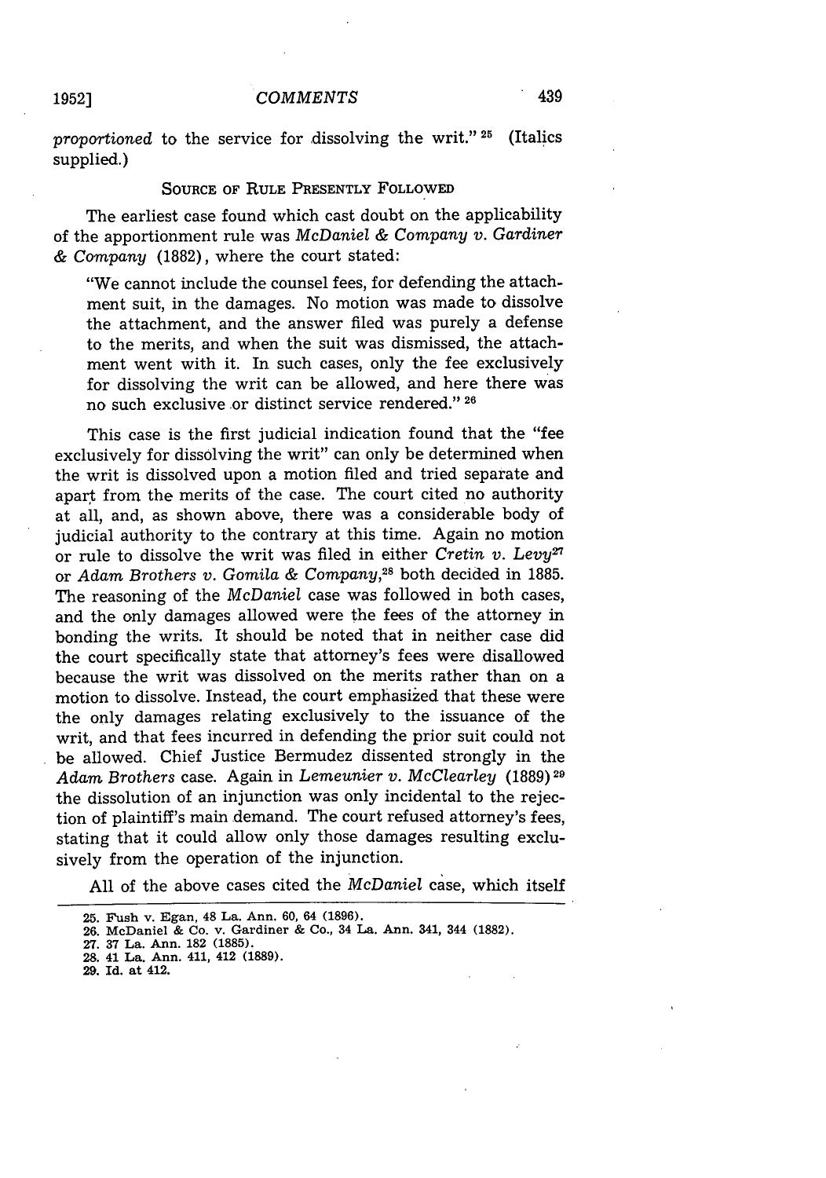*proportioned* to the service for dissolving the writ."[25] (Italics supplied.)

### SOURCE OF RULE PRESENTLY FOLLOWED

The earliest case found which cast doubt on the applicability of the apportionment rule was *McDaniel & Company v. Gardiner & Company* (1882), where the court stated:

> "We cannot include the counsel fees, for defending the attachment suit, in the damages. No motion was made to dissolve the attachment, and the answer filed was purely a defense to the merits, and when the suit was dismissed, the attachment went with it. In such cases, only the fee exclusively for dissolving the writ can be allowed, and here there was no such exclusive or distinct service rendered."[26]

This case is the first judicial indication found that the "fee exclusively for dissolving the writ" can only be determined when the writ is dissolved upon a motion filed and tried separate and apart from the merits of the case. The court cited no authority at all, and, as shown above, there was a considerable body of judicial authority to the contrary at this time. Again no motion or rule to dissolve the writ was filed in either *Cretin v. Levy*[27] or *Adam Brothers v. Gomila & Company*,[28] both decided in 1885. The reasoning of the *McDaniel* case was followed in both cases, and the only damages allowed were the fees of the attorney in bonding the writs. It should be noted that in neither case did the court specifically state that attorney's fees were disallowed because the writ was dissolved on the merits rather than on a motion to dissolve. Instead, the court emphasized that these were the only damages relating exclusively to the issuance of the writ, and that fees incurred in defending the prior suit could not be allowed. Chief Justice Bermudez dissented strongly in the *Adam Brothers* case. Again in *Lemeunier v. McClearley* (1889)[29] the dissolution of an injunction was only incidental to the rejection of plaintiff's main demand. The court refused attorney's fees, stating that it could allow only those damages resulting exclusively from the operation of the injunction.

All of the above cases cited the *McDaniel* case, which itself

---

25. Fush v. Egan, 48 La. Ann. 60, 64 (1896).
26. McDaniel & Co. v. Gardiner & Co., 34 La. Ann. 341, 344 (1882).
27. 37 La. Ann. 182 (1885).
28. 41 La. Ann. 411, 412 (1889).
29. Id. at 412.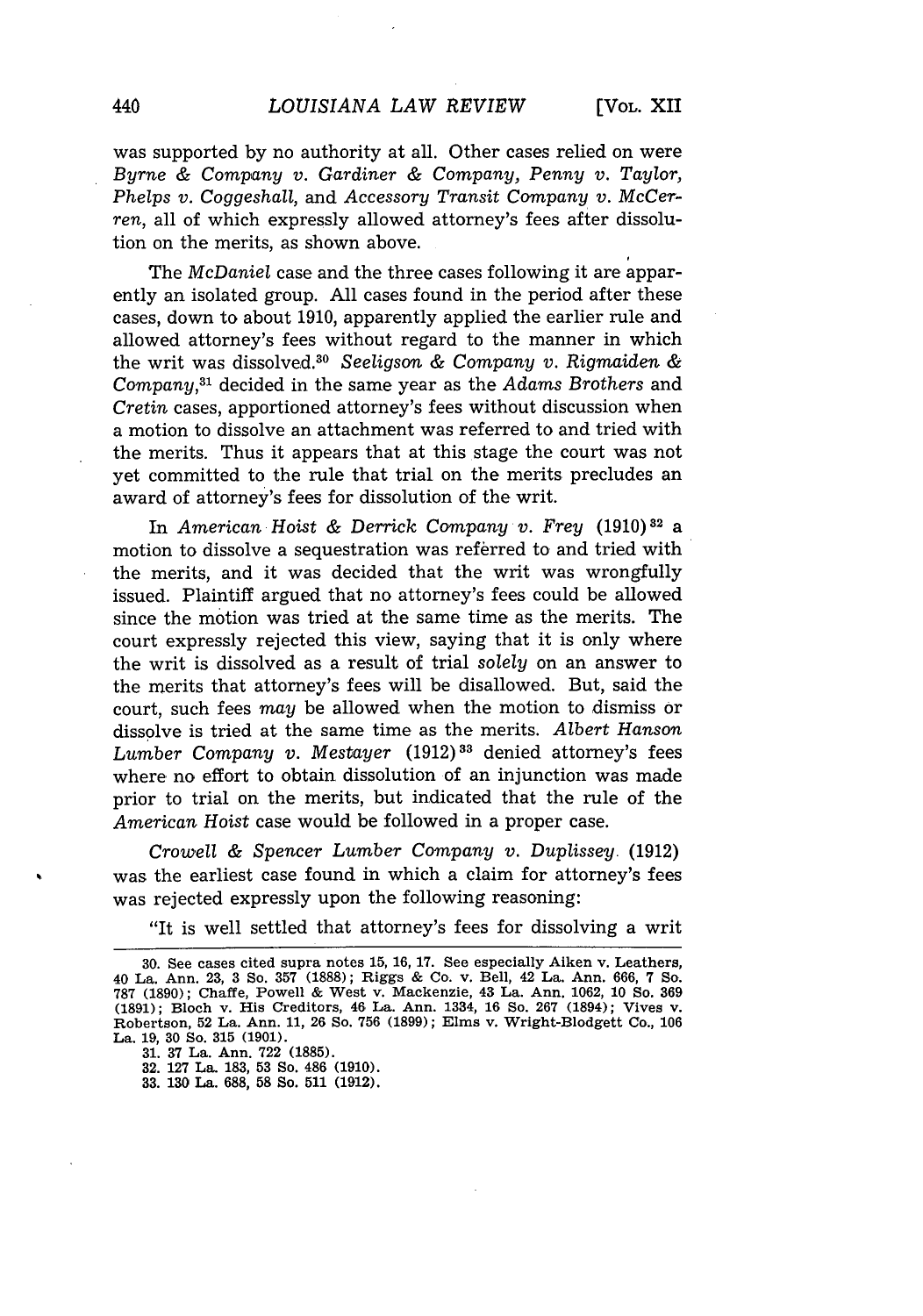was supported by no authority at all. Other cases relied on were *Byrne & Company v. Gardiner & Company*, *Penny v. Taylor*, *Phelps v. Coggeshall*, and *Accessory Transit Company v. McCerren*, all of which expressly allowed attorney's fees after dissolution on the merits, as shown above.

The *McDaniel* case and the three cases following it are apparently an isolated group. All cases found in the period after these cases, down to about 1910, apparently applied the earlier rule and allowed attorney's fees without regard to the manner in which the writ was dissolved.[30] *Seeligson & Company v. Rigmaiden & Company*,[31] decided in the same year as the *Adams Brothers* and *Cretin* cases, apportioned attorney's fees without discussion when a motion to dissolve an attachment was referred to and tried with the merits. Thus it appears that at this stage the court was not yet committed to the rule that trial on the merits precludes an award of attorney's fees for dissolution of the writ.

In *American Hoist & Derrick Company v. Frey* (1910)[32] a motion to dissolve a sequestration was referred to and tried with the merits, and it was decided that the writ was wrongfully issued. Plaintiff argued that no attorney's fees could be allowed since the motion was tried at the same time as the merits. The court expressly rejected this view, saying that it is only where the writ is dissolved as a result of trial *solely* on an answer to the merits that attorney's fees will be disallowed. But, said the court, such fees *may* be allowed when the motion to dismiss or dissolve is tried at the same time as the merits. *Albert Hanson Lumber Company v. Mestayer* (1912)[33] denied attorney's fees where no effort to obtain dissolution of an injunction was made prior to trial on the merits, but indicated that the rule of the *American Hoist* case would be followed in a proper case.

*Crowell & Spencer Lumber Company v. Duplissey* (1912) was the earliest case found in which a claim for attorney's fees was rejected expressly upon the following reasoning:

"It is well settled that attorney's fees for dissolving a writ

---

30. See cases cited supra notes 15, 16, 17. See especially Aiken v. Leathers, 40 La. Ann. 23, 3 So. 357 (1888); Riggs & Co. v. Bell, 42 La. Ann. 666, 7 So. 787 (1890); Chaffe, Powell & West v. Mackenzie, 43 La. Ann. 1062, 10 So. 369 (1891); Bloch v. His Creditors, 46 La. Ann. 1334, 16 So. 267 (1894); Vives v. Robertson, 52 La. Ann. 11, 26 So. 756 (1899); Elms v. Wright-Blodgett Co., 106 La. 19, 30 So. 315 (1901).

31. 37 La. Ann. 722 (1885).

32. 127 La. 183, 53 So. 486 (1910).

33. 130 La. 688, 58 So. 511 (1912).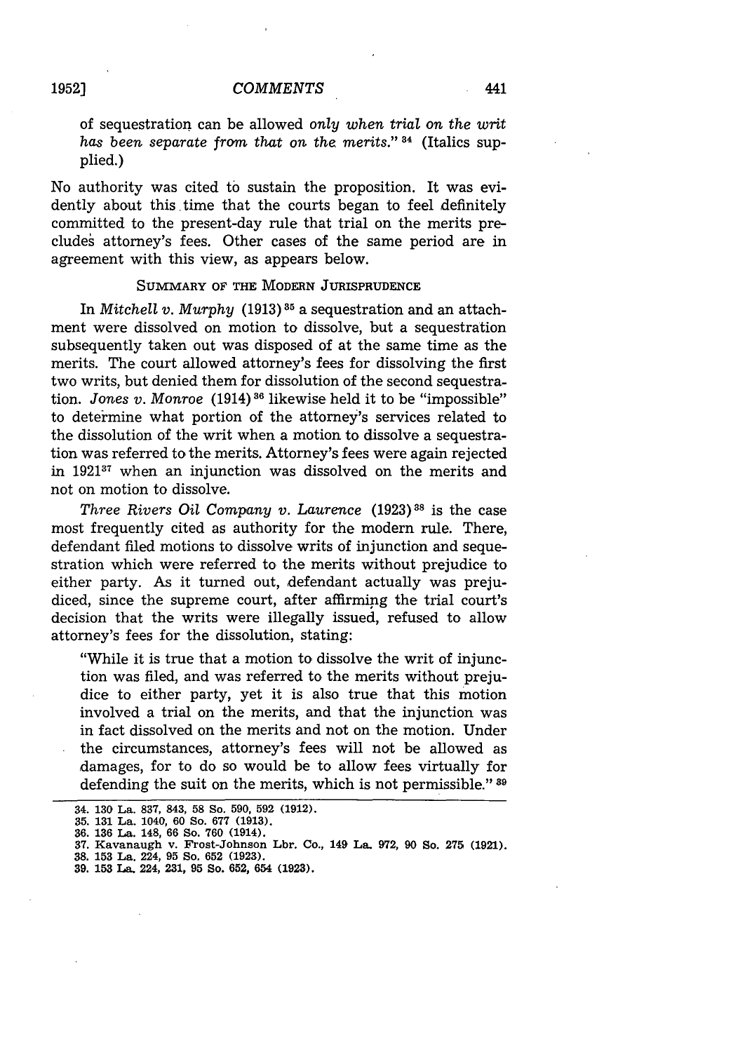of sequestration can be allowed *only when trial on the writ has been separate from that on the merits.*"[34] (Italics supplied.)

No authority was cited to sustain the proposition. It was evidently about this time that the courts began to feel definitely committed to the present-day rule that trial on the merits precludes attorney's fees. Other cases of the same period are in agreement with this view, as appears below.

### SUMMARY OF THE MODERN JURISPRUDENCE

In *Mitchell v. Murphy* (1913)[35] a sequestration and an attachment were dissolved on motion to dissolve, but a sequestration subsequently taken out was disposed of at the same time as the merits. The court allowed attorney's fees for dissolving the first two writs, but denied them for dissolution of the second sequestration. *Jones v. Monroe* (1914)[36] likewise held it to be "impossible" to determine what portion of the attorney's services related to the dissolution of the writ when a motion to dissolve a sequestration was referred to the merits. Attorney's fees were again rejected in 1921[37] when an injunction was dissolved on the merits and not on motion to dissolve.

*Three Rivers Oil Company v. Laurence* (1923)[38] is the case most frequently cited as authority for the modern rule. There, defendant filed motions to dissolve writs of injunction and sequestration which were referred to the merits without prejudice to either party. As it turned out, defendant actually was prejudiced, since the supreme court, after affirming the trial court's decision that the writs were illegally issued, refused to allow attorney's fees for the dissolution, stating:

> "While it is true that a motion to dissolve the writ of injunction was filed, and was referred to the merits without prejudice to either party, yet it is also true that this motion involved a trial on the merits, and that the injunction was in fact dissolved on the merits and not on the motion. Under the circumstances, attorney's fees will not be allowed as damages, for to do so would be to allow fees virtually for defending the suit on the merits, which is not permissible."[39]

---

34. 130 La. 837, 843, 58 So. 590, 592 (1912).
35. 131 La. 1040, 60 So. 677 (1913).
36. 136 La. 148, 66 So. 760 (1914).
37. Kavanaugh v. Frost-Johnson Lbr. Co., 149 La. 972, 90 So. 275 (1921).
38. 153 La. 224, 95 So. 652 (1923).
39. 153 La. 224, 231, 95 So. 652, 654 (1923).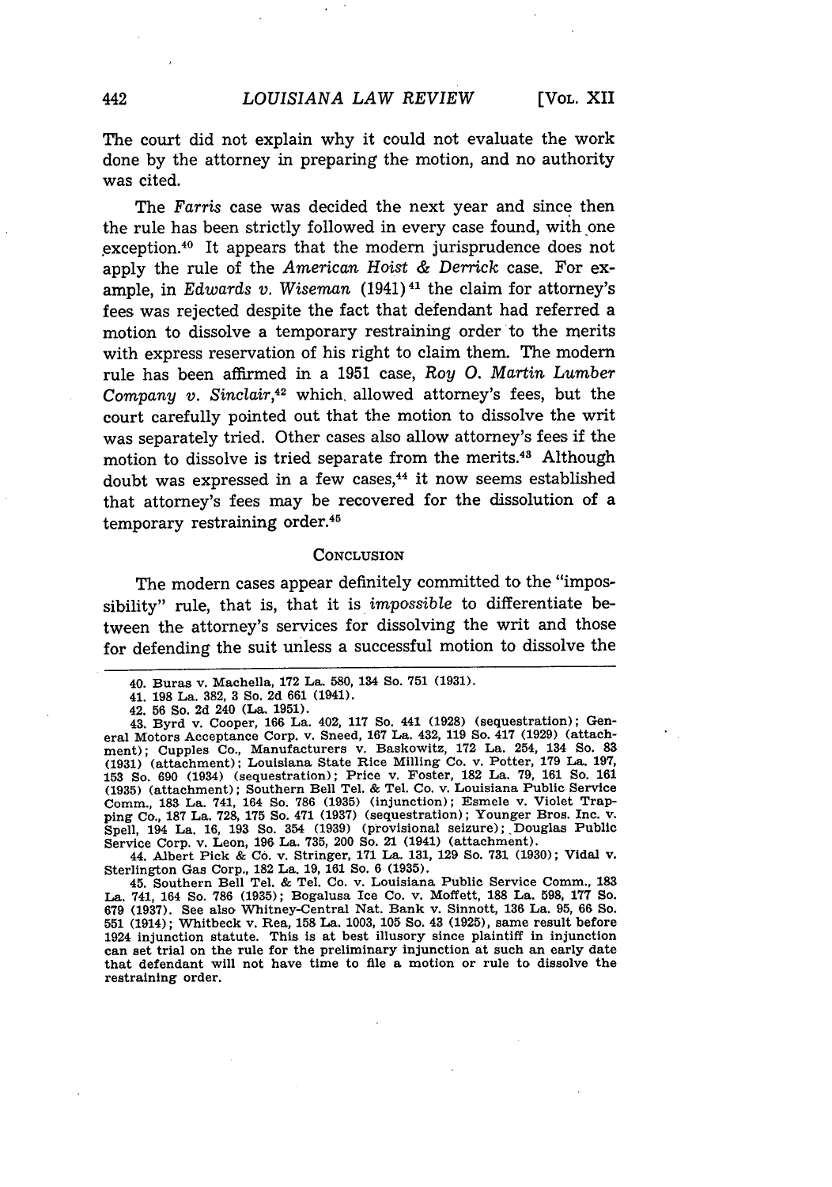The court did not explain why it could not evaluate the work done by the attorney in preparing the motion, and no authority was cited.

The *Farris* case was decided the next year and since then the rule has been strictly followed in every case found, with one exception.[40] It appears that the modern jurisprudence does not apply the rule of the *American Hoist & Derrick* case. For example, in *Edwards v. Wiseman* (1941)[41] the claim for attorney's fees was rejected despite the fact that defendant had referred a motion to dissolve a temporary restraining order to the merits with express reservation of his right to claim them. The modern rule has been affirmed in a 1951 case, *Roy O. Martin Lumber Company v. Sinclair*,[42] which allowed attorney's fees, but the court carefully pointed out that the motion to dissolve the writ was separately tried. Other cases also allow attorney's fees if the motion to dissolve is tried separate from the merits.[43] Although doubt was expressed in a few cases,[44] it now seems established that attorney's fees may be recovered for the dissolution of a temporary restraining order.[45]

## Conclusion

The modern cases appear definitely committed to the "impossibility" rule, that is, that it is *impossible* to differentiate between the attorney's services for dissolving the writ and those for defending the suit unless a successful motion to dissolve the

---

40. Buras v. Machella, 172 La. 580, 134 So. 751 (1931).

41. 198 La. 382, 3 So. 2d 661 (1941).

42. 56 So. 2d 240 (La. 1951).

43. Byrd v. Cooper, 166 La. 402, 117 So. 441 (1928) (sequestration); General Motors Acceptance Corp. v. Sneed, 167 La. 432, 119 So. 417 (1929) (attachment); Cupples Co., Manufacturers v. Baskowitz, 172 La. 254, 134 So. 83 (1931) (attachment); Louisiana State Rice Milling Co. v. Potter, 179 La. 197, 153 So. 690 (1934) (sequestration); Price v. Foster, 182 La. 79, 161 So. 161 (1935) (attachment); Southern Bell Tel. & Tel. Co. v. Louisiana Public Service Comm., 183 La. 741, 164 So. 786 (1935) (injunction); Esmele v. Violet Trapping Co., 187 La. 728, 175 So. 471 (1937) (sequestration); Younger Bros. Inc. v. Spell, 194 La. 16, 193 So. 354 (1939) (provisional seizure); Douglas Public Service Corp. v. Leon, 196 La. 735, 200 So. 21 (1941) (attachment).

44. Albert Pick & Co. v. Stringer, 171 La. 131, 129 So. 731 (1930); Vidal v. Sterlington Gas Corp., 182 La. 19, 161 So. 6 (1935).

45. Southern Bell Tel. & Tel. Co. v. Louisiana Public Service Comm., 183 La. 741, 164 So. 786 (1935); Bogalusa Ice Co. v. Moffett, 188 La. 598, 177 So. 679 (1937). See also Whitney-Central Nat. Bank v. Sinnott, 136 La. 95, 66 So. 551 (1914); Whitbeck v. Rea, 158 La. 1003, 105 So. 43 (1925), same result before 1924 injunction statute. This is at best illusory since plaintiff in injunction can set trial on the rule for the preliminary injunction at such an early date that defendant will not have time to file a motion or rule to dissolve the restraining order.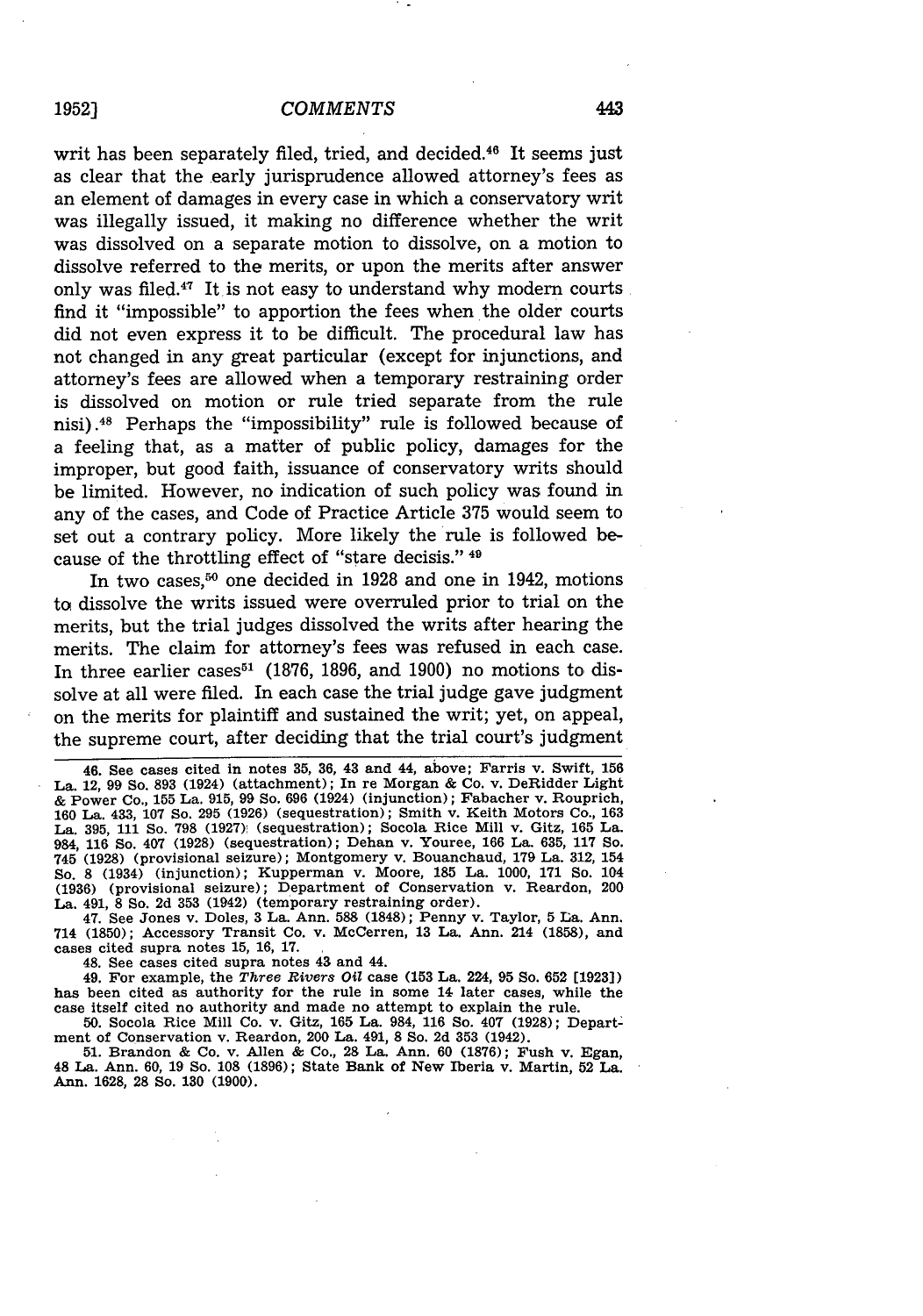writ has been separately filed, tried, and decided.[46] It seems just as clear that the early jurisprudence allowed attorney's fees as an element of damages in every case in which a conservatory writ was illegally issued, it making no difference whether the writ was dissolved on a separate motion to dissolve, on a motion to dissolve referred to the merits, or upon the merits after answer only was filed.[47] It is not easy to understand why modern courts find it "impossible" to apportion the fees when the older courts did not even express it to be difficult. The procedural law has not changed in any great particular (except for injunctions, and attorney's fees are allowed when a temporary restraining order is dissolved on motion or rule tried separate from the rule nisi).[48] Perhaps the "impossibility" rule is followed because of a feeling that, as a matter of public policy, damages for the improper, but good faith, issuance of conservatory writs should be limited. However, no indication of such policy was found in any of the cases, and Code of Practice Article 375 would seem to set out a contrary policy. More likely the rule is followed because of the throttling effect of "stare decisis."[49]

In two cases,[50] one decided in 1928 and one in 1942, motions to dissolve the writs issued were overruled prior to trial on the merits, but the trial judges dissolved the writs after hearing the merits. The claim for attorney's fees was refused in each case. In three earlier cases[51] (1876, 1896, and 1900) no motions to dissolve at all were filed. In each case the trial judge gave judgment on the merits for plaintiff and sustained the writ; yet, on appeal, the supreme court, after deciding that the trial court's judgment

---

46. See cases cited in notes 35, 36, 43 and 44, above; Farris v. Swift, 156 La. 12, 99 So. 893 (1924) (attachment); In re Morgan & Co. v. DeRidder Light & Power Co., 155 La. 915, 99 So. 696 (1924) (injunction); Fabacher v. Rouprich, 160 La. 433, 107 So. 295 (1926) (sequestration); Smith v. Keith Motors Co., 163 La. 395, 111 So. 798 (1927) (sequestration); Socola Rice Mill v. Gitz, 165 La. 984, 116 So. 407 (1928) (sequestration); Dehan v. Youree, 166 La. 635, 117 So. 745 (1928) (provisional seizure); Montgomery v. Bouanchaud, 179 La. 312, 154 So. 8 (1934) (injunction); Kupperman v. Moore, 185 La. 1000, 171 So. 104 (1936) (provisional seizure); Department of Conservation v. Reardon, 200 La. 491, 8 So. 2d 353 (1942) (temporary restraining order).

47. See Jones v. Doles, 3 La. Ann. 588 (1848); Penny v. Taylor, 5 La. Ann. 714 (1850); Accessory Transit Co. v. McCerren, 13 La. Ann. 214 (1858), and cases cited supra notes 15, 16, 17.

48. See cases cited supra notes 43 and 44.

49. For example, the *Three Rivers Oil* case (153 La. 224, 95 So. 652 [1923]) has been cited as authority for the rule in some 14 later cases, while the case itself cited no authority and made no attempt to explain the rule.

50. Socola Rice Mill Co. v. Gitz, 165 La. 984, 116 So. 407 (1928); Department of Conservation v. Reardon, 200 La. 491, 8 So. 2d 353 (1942).

51. Brandon & Co. v. Allen & Co., 28 La. Ann. 60 (1876); Fush v. Egan, 48 La. Ann. 60, 19 So. 108 (1896); State Bank of New Iberia v. Martin, 52 La. Ann. 1628, 28 So. 130 (1900).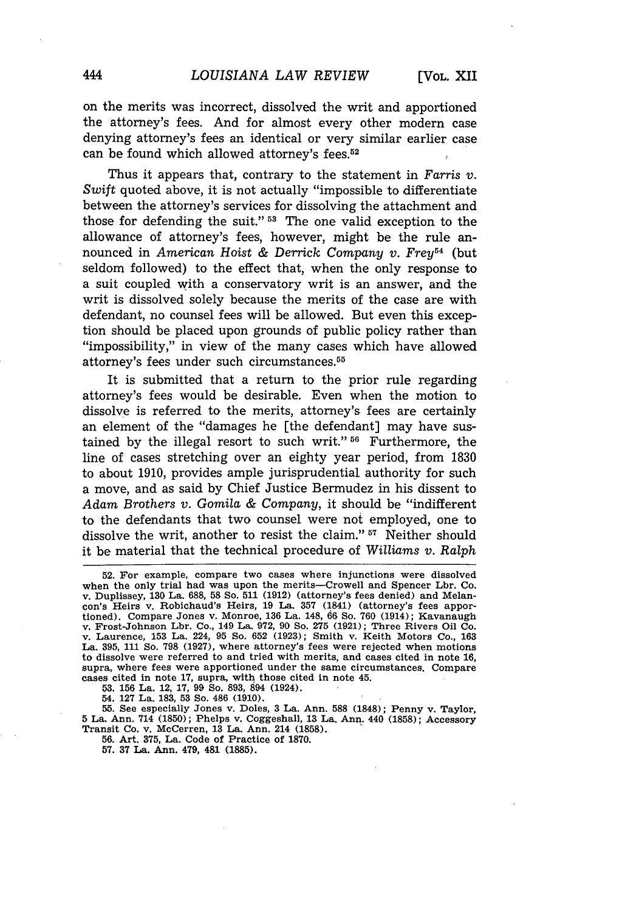on the merits was incorrect, dissolved the writ and apportioned the attorney's fees. And for almost every other modern case denying attorney's fees an identical or very similar earlier case can be found which allowed attorney's fees.[52]

Thus it appears that, contrary to the statement in *Farris v. Swift* quoted above, it is not actually "impossible to differentiate between the attorney's services for dissolving the attachment and those for defending the suit." [53] The one valid exception to the allowance of attorney's fees, however, might be the rule announced in *American Hoist & Derrick Company v. Frey*[54] (but seldom followed) to the effect that, when the only response to a suit coupled with a conservatory writ is an answer, and the writ is dissolved solely because the merits of the case are with defendant, no counsel fees will be allowed. But even this exception should be placed upon grounds of public policy rather than "impossibility," in view of the many cases which have allowed attorney's fees under such circumstances.[55]

It is submitted that a return to the prior rule regarding attorney's fees would be desirable. Even when the motion to dissolve is referred to the merits, attorney's fees are certainly an element of the "damages he [the defendant] may have sustained by the illegal resort to such writ." [56] Furthermore, the line of cases stretching over an eighty year period, from 1830 to about 1910, provides ample jurisprudential authority for such a move, and as said by Chief Justice Bermudez in his dissent to *Adam Brothers v. Gomila & Company*, it should be "indifferent to the defendants that two counsel were not employed, one to dissolve the writ, another to resist the claim." [57] Neither should it be material that the technical procedure of *Williams v. Ralph*

---

52. For example, compare two cases where injunctions were dissolved when the only trial had was upon the merits—Crowell and Spencer Lbr. Co. v. Duplissey, 130 La. 688, 58 So. 511 (1912) (attorney's fees denied) and Melancon's Heirs v. Robichaud's Heirs, 19 La. 357 (1841) (attorney's fees apportioned). Compare Jones v. Monroe, 136 La. 148, 66 So. 760 (1914); Kavanaugh v. Frost-Johnson Lbr. Co., 149 La. 972, 90 So. 275 (1921); Three Rivers Oil Co. v. Laurence, 153 La. 224, 95 So. 652 (1923); Smith v. Keith Motors Co., 163 La. 395, 111 So. 798 (1927), where attorney's fees were rejected when motions to dissolve were referred to and tried with merits, and cases cited in note 16, supra, where fees were apportioned under the same circumstances. Compare cases cited in note 17, supra, with those cited in note 45.

53. 156 La. 12, 17, 99 So. 893, 894 (1924).

54. 127 La. 183, 53 So. 486 (1910).

55. See especially Jones v. Doles, 3 La. Ann. 588 (1848); Penny v. Taylor, 5 La. Ann. 714 (1850); Phelps v. Coggeshall, 13 La. Ann. 440 (1858); Accessory Transit Co. v. McCerren, 13 La. Ann. 214 (1858).

56. Art. 375, La. Code of Practice of 1870.

57. 37 La. Ann. 479, 481 (1885).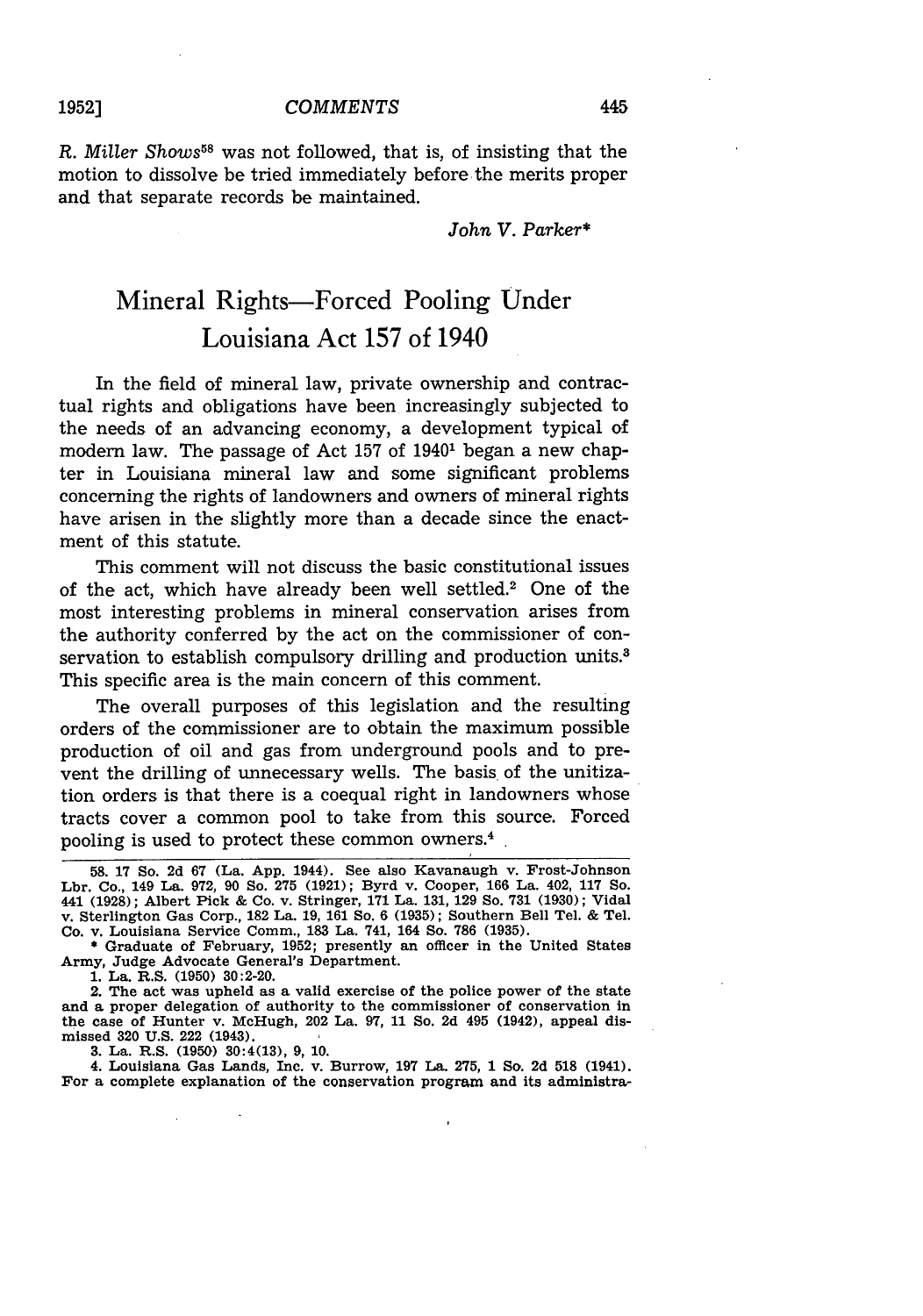*R. Miller Shows*[58] was not followed, that is, of insisting that the motion to dissolve be tried immediately before the merits proper and that separate records be maintained.

*John V. Parker*\*

# Mineral Rights—Forced Pooling Under Louisiana Act 157 of 1940

In the field of mineral law, private ownership and contractual rights and obligations have been increasingly subjected to the needs of an advancing economy, a development typical of modern law. The passage of Act 157 of 1940[1] began a new chapter in Louisiana mineral law and some significant problems concerning the rights of landowners and owners of mineral rights have arisen in the slightly more than a decade since the enactment of this statute.

This comment will not discuss the basic constitutional issues of the act, which have already been well settled.[2] One of the most interesting problems in mineral conservation arises from the authority conferred by the act on the commissioner of conservation to establish compulsory drilling and production units.[3] This specific area is the main concern of this comment.

The overall purposes of this legislation and the resulting orders of the commissioner are to obtain the maximum possible production of oil and gas from underground pools and to prevent the drilling of unnecessary wells. The basis of the unitization orders is that there is a coequal right in landowners whose tracts cover a common pool to take from this source. Forced pooling is used to protect these common owners.[4]

---

58. 17 So. 2d 67 (La. App. 1944). See also Kavanaugh v. Frost-Johnson Lbr. Co., 149 La. 972, 90 So. 275 (1921); Byrd v. Cooper, 166 La. 402, 117 So. 441 (1928); Albert Pick & Co. v. Stringer, 171 La. 131, 129 So. 731 (1930); Vidal v. Sterlington Gas Corp., 182 La. 19, 161 So. 6 (1935); Southern Bell Tel. & Tel. Co. v. Louisiana Service Comm., 183 La. 741, 164 So. 786 (1935).

\* Graduate of February, 1952; presently an officer in the United States Army, Judge Advocate General's Department.

1. La. R.S. (1950) 30:2-20.

2. The act was upheld as a valid exercise of the police power of the state and a proper delegation of authority to the commissioner of conservation in the case of Hunter v. McHugh, 202 La. 97, 11 So. 2d 495 (1942), appeal dismissed 320 U.S. 222 (1943).

3. La. R.S. (1950) 30:4(13), 9, 10.

4. Louisiana Gas Lands, Inc. v. Burrow, 197 La. 275, 1 So. 2d 518 (1941). For a complete explanation of the conservation program and its administra-